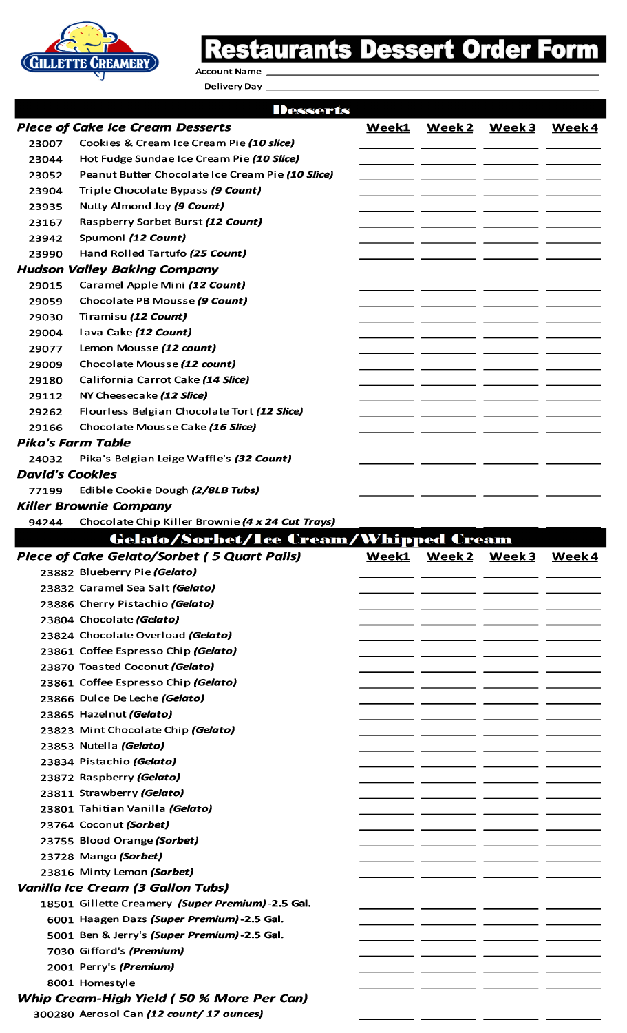# Restaurants Dessert Order Form

Account Name ______________________________

Delivery Day ______________________________

## Desserts

| ***Piece of Cake Ice Cream Desserts*** | | Week1 | Week 2 | Week 3 | Week 4 |
|---|---|---|---|---|---|
| 23007 | Cookies & Cream Ice Cream Pie ***(10 slice)*** | | | | |
| 23044 | Hot Fudge Sundae Ice Cream Pie ***(10 Slice)*** | | | | |
| 23052 | Peanut Butter Chocolate Ice Cream Pie ***(10 Slice)*** | | | | |
| 23904 | Triple Chocolate Bypass ***(9 Count)*** | | | | |
| 23935 | Nutty Almond Joy ***(9 Count)*** | | | | |
| 23167 | Raspberry Sorbet Burst ***(12 Count)*** | | | | |
| 23942 | Spumoni ***(12 Count)*** | | | | |
| 23990 | Hand Rolled Tartufo ***(25 Count)*** | | | | |
| ***Hudson Valley Baking Company*** | | | | | |
| 29015 | Caramel Apple Mini ***(12 Count)*** | | | | |
| 29059 | Chocolate PB Mousse ***(9 Count)*** | | | | |
| 29030 | Tiramisu ***(12 Count)*** | | | | |
| 29004 | Lava Cake ***(12 Count)*** | | | | |
| 29077 | Lemon Mousse ***(12 count)*** | | | | |
| 29009 | Chocolate Mousse ***(12 count)*** | | | | |
| 29180 | California Carrot Cake ***(14 Slice)*** | | | | |
| 29112 | NY Cheesecake ***(12 Slice)*** | | | | |
| 29262 | Flourless Belgian Chocolate Tort ***(12 Slice)*** | | | | |
| 29166 | Chocolate Mousse Cake ***(16 Slice)*** | | | | |
| ***Pika's Farm Table*** | | | | | |
| 24032 | Pika's Belgian Leige Waffle's ***(32 Count)*** | | | | |
| ***David's Cookies*** | | | | | |
| 77199 | Edible Cookie Dough ***(2/8LB Tubs)*** | | | | |
| ***Killer Brownie Company*** | | | | | |
| 94244 | Chocolate Chip Killer Brownie ***(4 x 24 Cut Trays)*** | | | | |

## Gelato/Sorbet/Ice Cream/Whipped Cream

| ***Piece of Cake Gelato/Sorbet ( 5 Quart Pails)*** | | Week1 | Week 2 | Week 3 | Week 4 |
|---|---|---|---|---|---|
| 23882 | Blueberry Pie ***(Gelato)*** | | | | |
| 23832 | Caramel Sea Salt ***(Gelato)*** | | | | |
| 23886 | Cherry Pistachio ***(Gelato)*** | | | | |
| 23804 | Chocolate ***(Gelato)*** | | | | |
| 23824 | Chocolate Overload ***(Gelato)*** | | | | |
| 23861 | Coffee Espresso Chip ***(Gelato)*** | | | | |
| 23870 | Toasted Coconut ***(Gelato)*** | | | | |
| 23861 | Coffee Espresso Chip ***(Gelato)*** | | | | |
| 23866 | Dulce De Leche ***(Gelato)*** | | | | |
| 23865 | Hazelnut ***(Gelato)*** | | | | |
| 23823 | Mint Chocolate Chip ***(Gelato)*** | | | | |
| 23853 | Nutella ***(Gelato)*** | | | | |
| 23834 | Pistachio ***(Gelato)*** | | | | |
| 23872 | Raspberry ***(Gelato)*** | | | | |
| 23811 | Strawberry ***(Gelato)*** | | | | |
| 23801 | Tahitian Vanilla ***(Gelato)*** | | | | |
| 23764 | Coconut ***(Sorbet)*** | | | | |
| 23755 | Blood Orange ***(Sorbet)*** | | | | |
| 23728 | Mango ***(Sorbet)*** | | | | |
| 23816 | Minty Lemon ***(Sorbet)*** | | | | |
| ***Vanilla Ice Cream (3 Gallon Tubs)*** | | | | | |
| 18501 | Gillette Creamery ***(Super Premium)*** -2.5 Gal. | | | | |
| 6001 | Haagen Dazs ***(Super Premium)*** -2.5 Gal. | | | | |
| 5001 | Ben & Jerry's ***(Super Premium)*** -2.5 Gal. | | | | |
| 7030 | Gifford's ***(Premium)*** | | | | |
| 2001 | Perry's ***(Premium)*** | | | | |
| 8001 | Homestyle | | | | |
| ***Whip Cream-High Yield ( 50 % More Per Can)*** | | | | | |
| 300280 | Aerosol Can ***(12 count/ 17 ounces)*** | | | | |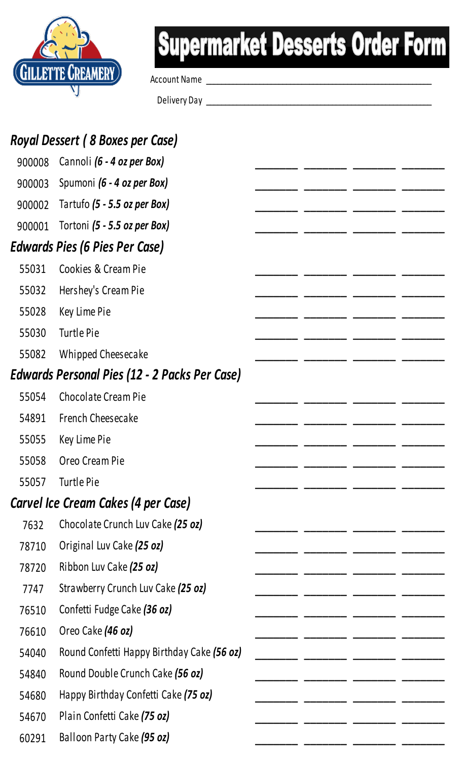GILLETTE CREAMERY

# Supermarket Desserts Order Form

Account Name ____________________________________________

Delivery Day ____________________________________________

## *Royal Dessert ( 8 Boxes per Case)*

| | | | | | |
|---|---|---|---|---|---|
| 900008 | Cannoli ***(6 - 4 oz per Box)*** | ______ | ______ | ______ | ______ |
| 900003 | Spumoni ***(6 - 4 oz per Box)*** | ______ | ______ | ______ | ______ |
| 900002 | Tartufo ***(5 - 5.5 oz per Box)*** | ______ | ______ | ______ | ______ |
| 900001 | Tortoni ***(5 - 5.5 oz per Box)*** | ______ | ______ | ______ | ______ |

## *Edwards Pies (6 Pies Per Case)*

| | | | | | |
|---|---|---|---|---|---|
| 55031 | Cookies & Cream Pie | ______ | ______ | ______ | ______ |
| 55032 | Hershey's Cream Pie | ______ | ______ | ______ | ______ |
| 55028 | Key Lime Pie | ______ | ______ | ______ | ______ |
| 55030 | Turtle Pie | ______ | ______ | ______ | ______ |
| 55082 | Whipped Cheesecake | ______ | ______ | ______ | ______ |

## *Edwards Personal Pies (12 - 2 Packs Per Case)*

| | | | | | |
|---|---|---|---|---|---|
| 55054 | Chocolate Cream Pie | ______ | ______ | ______ | ______ |
| 54891 | French Cheesecake | ______ | ______ | ______ | ______ |
| 55055 | Key Lime Pie | ______ | ______ | ______ | ______ |
| 55058 | Oreo Cream Pie | ______ | ______ | ______ | ______ |
| 55057 | Turtle Pie | ______ | ______ | ______ | ______ |

## *Carvel Ice Cream Cakes (4 per Case)*

| | | | | | |
|---|---|---|---|---|---|
| 7632 | Chocolate Crunch Luv Cake ***(25 oz)*** | ______ | ______ | ______ | ______ |
| 78710 | Original Luv Cake ***(25 oz)*** | ______ | ______ | ______ | ______ |
| 78720 | Ribbon Luv Cake ***(25 oz)*** | ______ | ______ | ______ | ______ |
| 7747 | Strawberry Crunch Luv Cake ***(25 oz)*** | ______ | ______ | ______ | ______ |
| 76510 | Confetti Fudge Cake ***(36 oz)*** | ______ | ______ | ______ | ______ |
| 76610 | Oreo Cake ***(46 oz)*** | ______ | ______ | ______ | ______ |
| 54040 | Round Confetti Happy Birthday Cake ***(56 oz)*** | ______ | ______ | ______ | ______ |
| 54840 | Round Double Crunch Cake ***(56 oz)*** | ______ | ______ | ______ | ______ |
| 54680 | Happy Birthday Confetti Cake ***(75 oz)*** | ______ | ______ | ______ | ______ |
| 54670 | Plain Confetti Cake ***(75 oz)*** | ______ | ______ | ______ | ______ |
| 60291 | Balloon Party Cake ***(95 oz)*** | ______ | ______ | ______ | ______ |